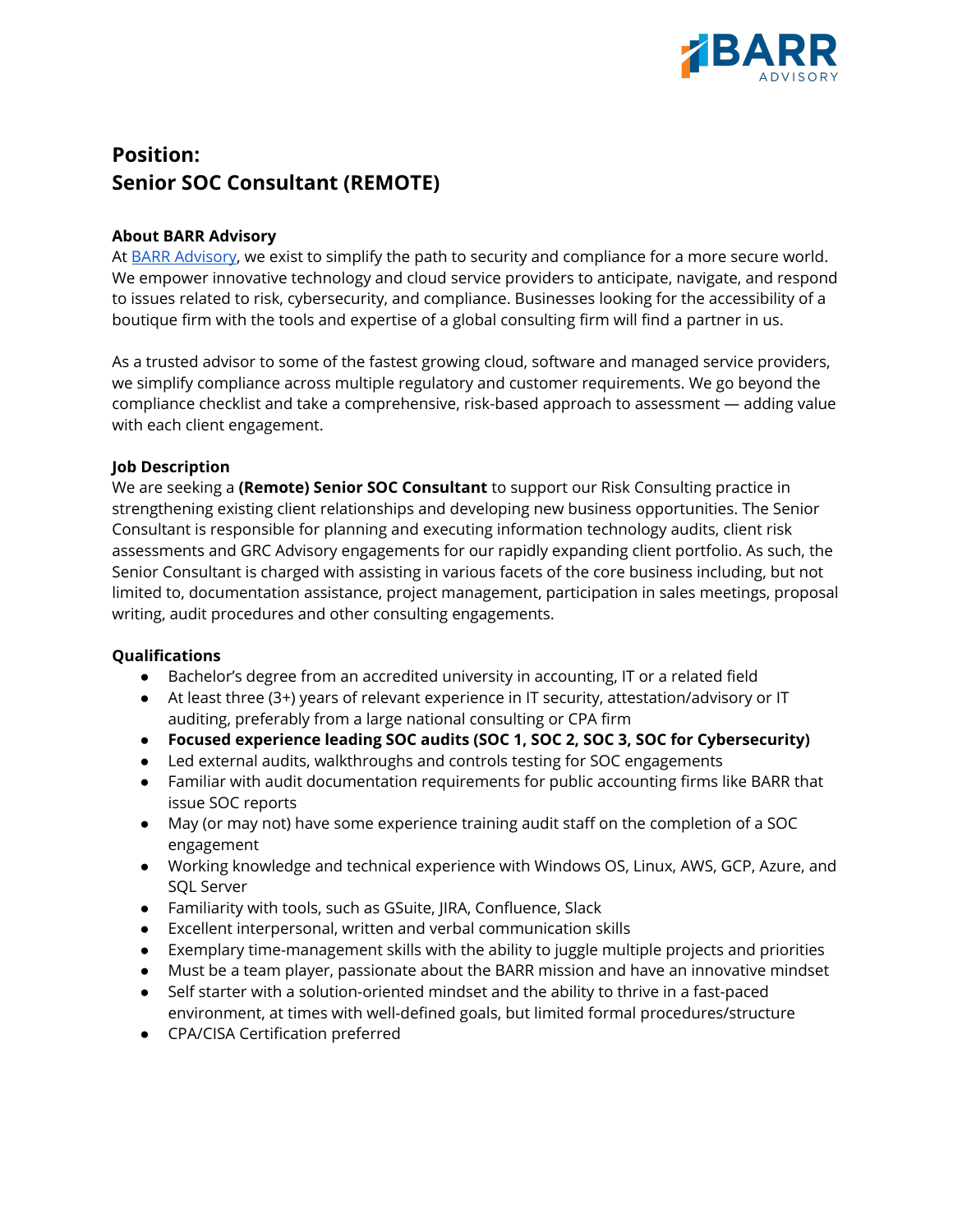# Position:
# Senior SOC Consultant (REMOTE)

**About BARR Advisory**

At BARR Advisory, we exist to simplify the path to security and compliance for a more secure world. We empower innovative technology and cloud service providers to anticipate, navigate, and respond to issues related to risk, cybersecurity, and compliance. Businesses looking for the accessibility of a boutique firm with the tools and expertise of a global consulting firm will find a partner in us.

As a trusted advisor to some of the fastest growing cloud, software and managed service providers, we simplify compliance across multiple regulatory and customer requirements. We go beyond the compliance checklist and take a comprehensive, risk-based approach to assessment — adding value with each client engagement.

**Job Description**

We are seeking a **(Remote) Senior SOC Consultant** to support our Risk Consulting practice in strengthening existing client relationships and developing new business opportunities. The Senior Consultant is responsible for planning and executing information technology audits, client risk assessments and GRC Advisory engagements for our rapidly expanding client portfolio. As such, the Senior Consultant is charged with assisting in various facets of the core business including, but not limited to, documentation assistance, project management, participation in sales meetings, proposal writing, audit procedures and other consulting engagements.

**Qualifications**

- Bachelor's degree from an accredited university in accounting, IT or a related field
- At least three (3+) years of relevant experience in IT security, attestation/advisory or IT auditing, preferably from a large national consulting or CPA firm
- **Focused experience leading SOC audits (SOC 1, SOC 2, SOC 3, SOC for Cybersecurity)**
- Led external audits, walkthroughs and controls testing for SOC engagements
- Familiar with audit documentation requirements for public accounting firms like BARR that issue SOC reports
- May (or may not) have some experience training audit staff on the completion of a SOC engagement
- Working knowledge and technical experience with Windows OS, Linux, AWS, GCP, Azure, and SQL Server
- Familiarity with tools, such as GSuite, JIRA, Confluence, Slack
- Excellent interpersonal, written and verbal communication skills
- Exemplary time-management skills with the ability to juggle multiple projects and priorities
- Must be a team player, passionate about the BARR mission and have an innovative mindset
- Self starter with a solution-oriented mindset and the ability to thrive in a fast-paced environment, at times with well-defined goals, but limited formal procedures/structure
- CPA/CISA Certification preferred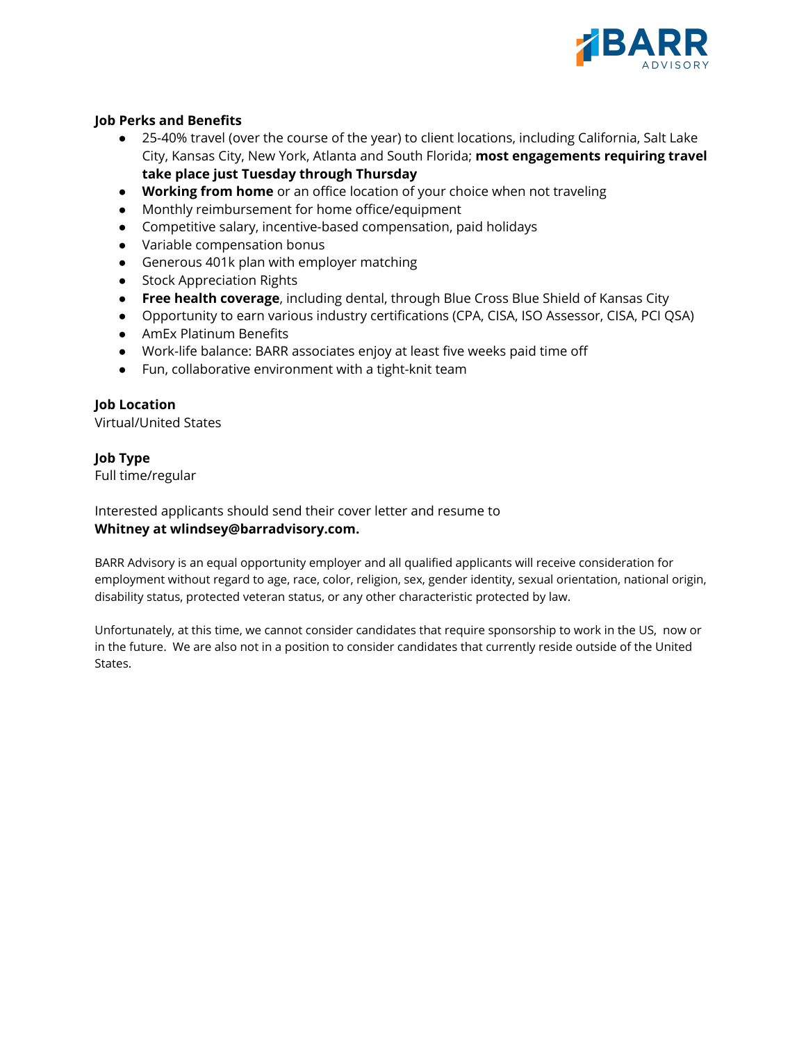**Job Perks and Benefits**

- 25-40% travel (over the course of the year) to client locations, including California, Salt Lake City, Kansas City, New York, Atlanta and South Florida; **most engagements requiring travel take place just Tuesday through Thursday**
- **Working from home** or an office location of your choice when not traveling
- Monthly reimbursement for home office/equipment
- Competitive salary, incentive-based compensation, paid holidays
- Variable compensation bonus
- Generous 401k plan with employer matching
- Stock Appreciation Rights
- **Free health coverage**, including dental, through Blue Cross Blue Shield of Kansas City
- Opportunity to earn various industry certifications (CPA, CISA, ISO Assessor, CISA, PCI QSA)
- AmEx Platinum Benefits
- Work-life balance: BARR associates enjoy at least five weeks paid time off
- Fun, collaborative environment with a tight-knit team

**Job Location**
Virtual/United States

**Job Type**
Full time/regular

Interested applicants should send their cover letter and resume to
**Whitney at wlindsey@barradvisory.com.**

BARR Advisory is an equal opportunity employer and all qualified applicants will receive consideration for employment without regard to age, race, color, religion, sex, gender identity, sexual orientation, national origin, disability status, protected veteran status, or any other characteristic protected by law.

Unfortunately, at this time, we cannot consider candidates that require sponsorship to work in the US, now or in the future. We are also not in a position to consider candidates that currently reside outside of the United States.